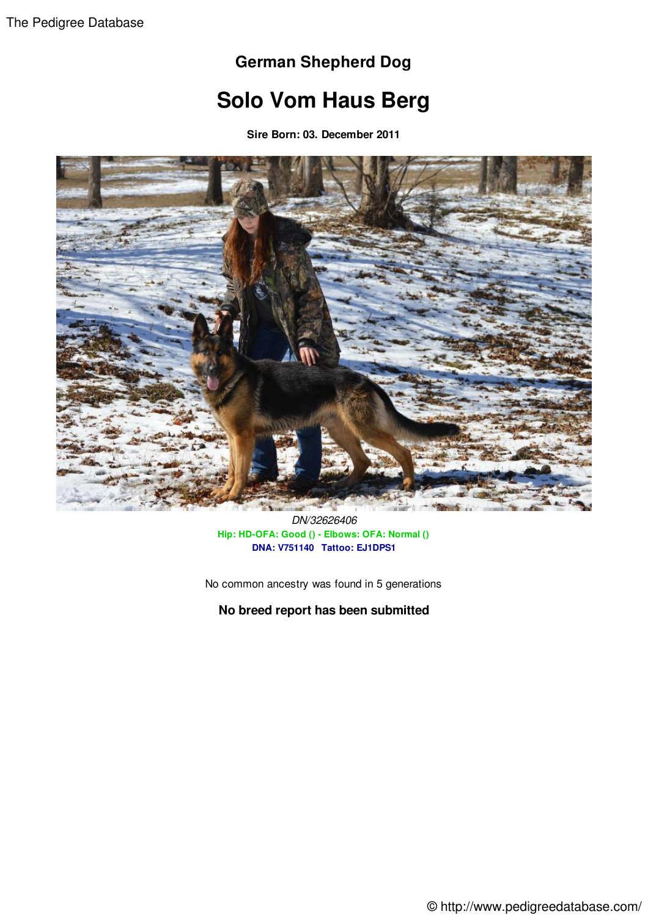# German Shepherd Dog

# Solo Vom Haus Berg

**Sire Born: 03. December 2011**

*DN/32626406*

**Hip: HD-OFA: Good () - Elbows: OFA: Normal ()**

**DNA: V751140   Tattoo: EJ1DPS1**

No common ancestry was found in 5 generations

**No breed report has been submitted**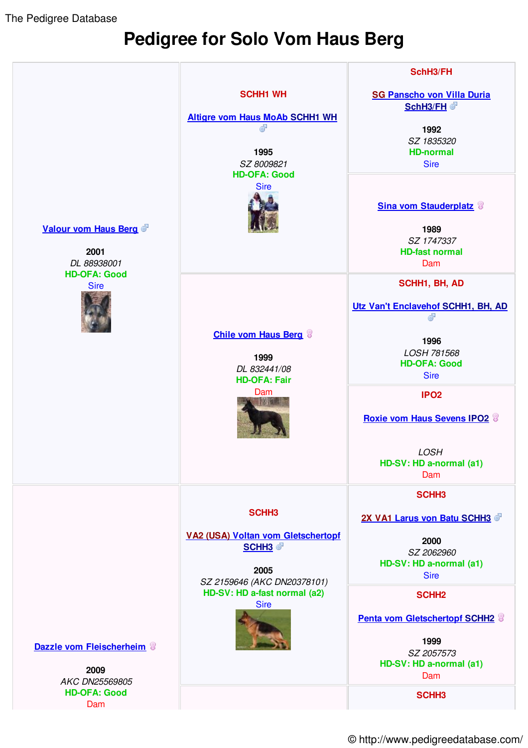# Pedigree for Solo Vom Haus Berg

| | | |
|---|---|---|
| Valour vom Haus Berg ♂<br><br>2001<br>*DL 88938001*<br>HD-OFA: Good<br>Sire | SCHH1 WH<br><br>Altigre vom Haus MoAb SCHH1 WH ♂<br><br>1995<br>*SZ 8009821*<br>HD-OFA: Good<br>Sire | SchH3/FH<br><br>SG Panscho von Villa Duria SchH3/FH ♂<br><br>1992<br>*SZ 1835320*<br>HD-normal<br>Sire |
| | | Sina vom Stauderplatz ♀<br><br>1989<br>*SZ 1747337*<br>HD-fast normal<br>Dam |
| | Chile vom Haus Berg ♀<br><br>1999<br>*DL 832441/08*<br>HD-OFA: Fair<br>Dam | SCHH1, BH, AD<br><br>Utz Van't Enclavehof SCHH1, BH, AD ♂<br><br>1996<br>*LOSH 781568*<br>HD-OFA: Good<br>Sire |
| | | IPO2<br><br>Roxie vom Haus Sevens IPO2 ♀<br><br>*LOSH*<br>HD-SV: HD a-normal (a1)<br>Dam |
| Dazzle vom Fleischerheim ♀<br><br>2009<br>*AKC DN25569805*<br>HD-OFA: Good<br>Dam | SCHH3<br><br>VA2 (USA) Voltan vom Gletschertopf SCHH3 ♂<br><br>2005<br>*SZ 2159646 (AKC DN20378101)*<br>HD-SV: HD a-fast normal (a2)<br>Sire | SCHH3<br><br>2X VA1 Larus von Batu SCHH3 ♂<br><br>2000<br>*SZ 2062960*<br>HD-SV: HD a-normal (a1)<br>Sire |
| | | SCHH2<br><br>Penta vom Gletschertopf SCHH2 ♀<br><br>1999<br>*SZ 2057573*<br>HD-SV: HD a-normal (a1)<br>Dam |
| | | SCHH3 |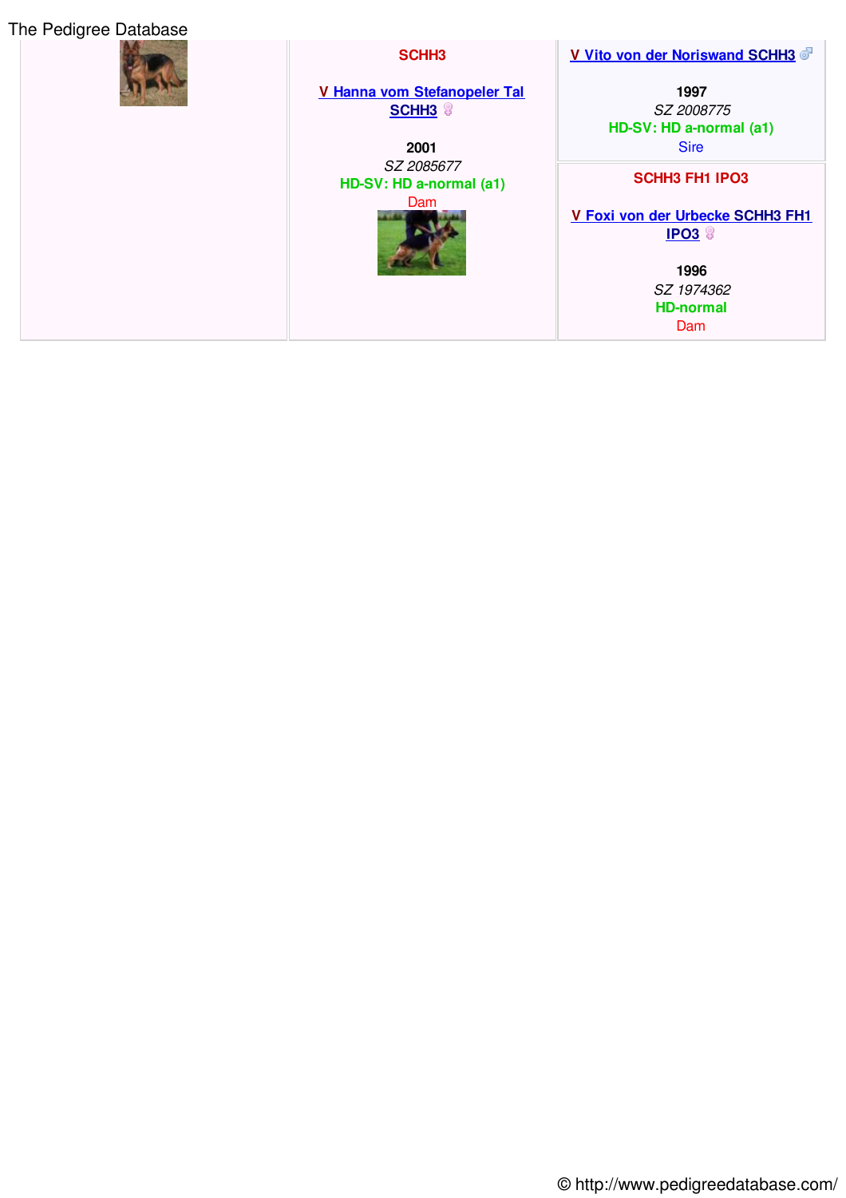| | | |
|---|---|---|
| | SCHH3<br><br>V Hanna vom Stefanopeler Tal SCHH3 ♀<br><br>**2001**<br>*SZ 2085677*<br>HD-SV: HD a-normal (a1)<br>Dam | V Vito von der Noriswand SCHH3 ♂<br><br>**1997**<br>*SZ 2008775*<br>HD-SV: HD a-normal (a1)<br>Sire |
| | | SCHH3 FH1 IPO3<br><br>V Foxi von der Urbecke SCHH3 FH1 IPO3 ♀<br><br>**1996**<br>*SZ 1974362*<br>HD-normal<br>Dam |